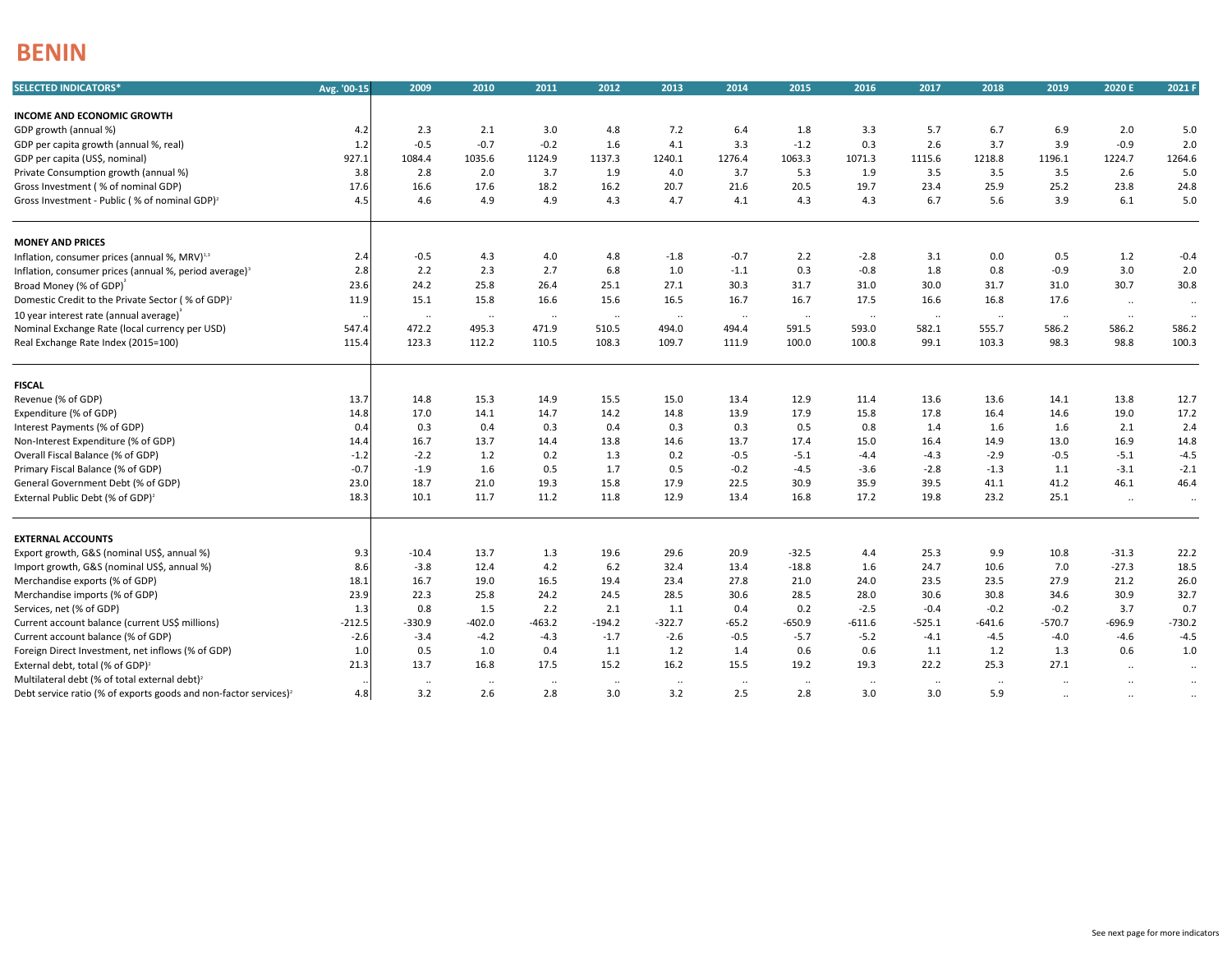# BENIN

| SELECTED INDICATORS* | Avg. '00-15 | 2009 | 2010 | 2011 | 2012 | 2013 | 2014 | 2015 | 2016 | 2017 | 2018 | 2019 | 2020 E | 2021 F |
|---|---|---|---|---|---|---|---|---|---|---|---|---|---|---|
| **INCOME AND ECONOMIC GROWTH** | | | | | | | | | | | | | | |
| GDP growth (annual %) | 4.2 | 2.3 | 2.1 | 3.0 | 4.8 | 7.2 | 6.4 | 1.8 | 3.3 | 5.7 | 6.7 | 6.9 | 2.0 | 5.0 |
| GDP per capita growth (annual %, real) | 1.2 | -0.5 | -0.7 | -0.2 | 1.6 | 4.1 | 3.3 | -1.2 | 0.3 | 2.6 | 3.7 | 3.9 | -0.9 | 2.0 |
| GDP per capita (US$, nominal) | 927.1 | 1084.4 | 1035.6 | 1124.9 | 1137.3 | 1240.1 | 1276.4 | 1063.3 | 1071.3 | 1115.6 | 1218.8 | 1196.1 | 1224.7 | 1264.6 |
| Private Consumption growth (annual %) | 3.8 | 2.8 | 2.0 | 3.7 | 1.9 | 4.0 | 3.7 | 5.3 | 1.9 | 3.5 | 3.5 | 3.5 | 2.6 | 5.0 |
| Gross Investment ( % of nominal GDP) | 17.6 | 16.6 | 17.6 | 18.2 | 16.2 | 20.7 | 21.6 | 20.5 | 19.7 | 23.4 | 25.9 | 25.2 | 23.8 | 24.8 |
| Gross Investment - Public ( % of nominal GDP)[2] | 4.5 | 4.6 | 4.9 | 4.9 | 4.3 | 4.7 | 4.1 | 4.3 | 4.3 | 6.7 | 5.6 | 3.9 | 6.1 | 5.0 |
| **MONEY AND PRICES** | | | | | | | | | | | | | | |
| Inflation, consumer prices (annual %, MRV)[1,3] | 2.4 | -0.5 | 4.3 | 4.0 | 4.8 | -1.8 | -0.7 | 2.2 | -2.8 | 3.1 | 0.0 | 0.5 | 1.2 | -0.4 |
| Inflation, consumer prices (annual %, period average)[3] | 2.8 | 2.2 | 2.3 | 2.7 | 6.8 | 1.0 | -1.1 | 0.3 | -0.8 | 1.8 | 0.8 | -0.9 | 3.0 | 2.0 |
| Broad Money (% of GDP)[3] | 23.6 | 24.2 | 25.8 | 26.4 | 25.1 | 27.1 | 30.3 | 31.7 | 31.0 | 30.0 | 31.7 | 31.0 | 30.7 | 30.8 |
| Domestic Credit to the Private Sector ( % of GDP)[2] | 11.9 | 15.1 | 15.8 | 16.6 | 15.6 | 16.5 | 16.7 | 16.7 | 17.5 | 16.6 | 16.8 | 17.6 | .. | .. |
| 10 year interest rate (annual average)[3] | .. | .. | .. | .. | .. | .. | .. | .. | .. | .. | .. | .. | .. | .. |
| Nominal Exchange Rate (local currency per USD) | 547.4 | 472.2 | 495.3 | 471.9 | 510.5 | 494.0 | 494.4 | 591.5 | 593.0 | 582.1 | 555.7 | 586.2 | 586.2 | 586.2 |
| Real Exchange Rate Index (2015=100) | 115.4 | 123.3 | 112.2 | 110.5 | 108.3 | 109.7 | 111.9 | 100.0 | 100.8 | 99.1 | 103.3 | 98.3 | 98.8 | 100.3 |
| **FISCAL** | | | | | | | | | | | | | | |
| Revenue (% of GDP) | 13.7 | 14.8 | 15.3 | 14.9 | 15.5 | 15.0 | 13.4 | 12.9 | 11.4 | 13.6 | 13.6 | 14.1 | 13.8 | 12.7 |
| Expenditure (% of GDP) | 14.8 | 17.0 | 14.1 | 14.7 | 14.2 | 14.8 | 13.9 | 17.9 | 15.8 | 17.8 | 16.4 | 14.6 | 19.0 | 17.2 |
| Interest Payments (% of GDP) | 0.4 | 0.3 | 0.4 | 0.3 | 0.4 | 0.3 | 0.3 | 0.5 | 0.8 | 1.4 | 1.6 | 1.6 | 2.1 | 2.4 |
| Non-Interest Expenditure (% of GDP) | 14.4 | 16.7 | 13.7 | 14.4 | 13.8 | 14.6 | 13.7 | 17.4 | 15.0 | 16.4 | 14.9 | 13.0 | 16.9 | 14.8 |
| Overall Fiscal Balance (% of GDP) | -1.2 | -2.2 | 1.2 | 0.2 | 1.3 | 0.2 | -0.5 | -5.1 | -4.4 | -4.3 | -2.9 | -0.5 | -5.1 | -4.5 |
| Primary Fiscal Balance (% of GDP) | -0.7 | -1.9 | 1.6 | 0.5 | 1.7 | 0.5 | -0.2 | -4.5 | -3.6 | -2.8 | -1.3 | 1.1 | -3.1 | -2.1 |
| General Government Debt (% of GDP) | 23.0 | 18.7 | 21.0 | 19.3 | 15.8 | 17.9 | 22.5 | 30.9 | 35.9 | 39.5 | 41.1 | 41.2 | 46.1 | 46.4 |
| External Public Debt (% of GDP)[2] | 18.3 | 10.1 | 11.7 | 11.2 | 11.8 | 12.9 | 13.4 | 16.8 | 17.2 | 19.8 | 23.2 | 25.1 | .. | .. |
| **EXTERNAL ACCOUNTS** | | | | | | | | | | | | | | |
| Export growth, G&S (nominal US$, annual %) | 9.3 | -10.4 | 13.7 | 1.3 | 19.6 | 29.6 | 20.9 | -32.5 | 4.4 | 25.3 | 9.9 | 10.8 | -31.3 | 22.2 |
| Import growth, G&S (nominal US$, annual %) | 8.6 | -3.8 | 12.4 | 4.2 | 6.2 | 32.4 | 13.4 | -18.8 | 1.6 | 24.7 | 10.6 | 7.0 | -27.3 | 18.5 |
| Merchandise exports (% of GDP) | 18.1 | 16.7 | 19.0 | 16.5 | 19.4 | 23.4 | 27.8 | 21.0 | 24.0 | 23.5 | 23.5 | 27.9 | 21.2 | 26.0 |
| Merchandise imports (% of GDP) | 23.9 | 22.3 | 25.8 | 24.2 | 24.5 | 28.5 | 30.6 | 28.5 | 28.0 | 30.6 | 30.8 | 34.6 | 30.9 | 32.7 |
| Services, net (% of GDP) | 1.3 | 0.8 | 1.5 | 2.2 | 2.1 | 1.1 | 0.4 | 0.2 | -2.5 | -0.4 | -0.2 | -0.2 | 3.7 | 0.7 |
| Current account balance (current US$ millions) | -212.5 | -330.9 | -402.0 | -463.2 | -194.2 | -322.7 | -65.2 | -650.9 | -611.6 | -525.1 | -641.6 | -570.7 | -696.9 | -730.2 |
| Current account balance (% of GDP) | -2.6 | -3.4 | -4.2 | -4.3 | -1.7 | -2.6 | -0.5 | -5.7 | -5.2 | -4.1 | -4.5 | -4.0 | -4.6 | -4.5 |
| Foreign Direct Investment, net inflows (% of GDP) | 1.0 | 0.5 | 1.0 | 0.4 | 1.1 | 1.2 | 1.4 | 0.6 | 0.6 | 1.1 | 1.2 | 1.3 | 0.6 | 1.0 |
| External debt, total (% of GDP)[2] | 21.3 | 13.7 | 16.8 | 17.5 | 15.2 | 16.2 | 15.5 | 19.2 | 19.3 | 22.2 | 25.3 | 27.1 | .. | .. |
| Multilateral debt (% of total external debt)[2] | .. | .. | .. | .. | .. | .. | .. | .. | .. | .. | .. | .. | .. | .. |
| Debt service ratio (% of exports goods and non-factor services)[2] | 4.8 | 3.2 | 2.6 | 2.8 | 3.0 | 3.2 | 2.5 | 2.8 | 3.0 | 3.0 | 5.9 | .. | .. | .. |

See next page for more indicators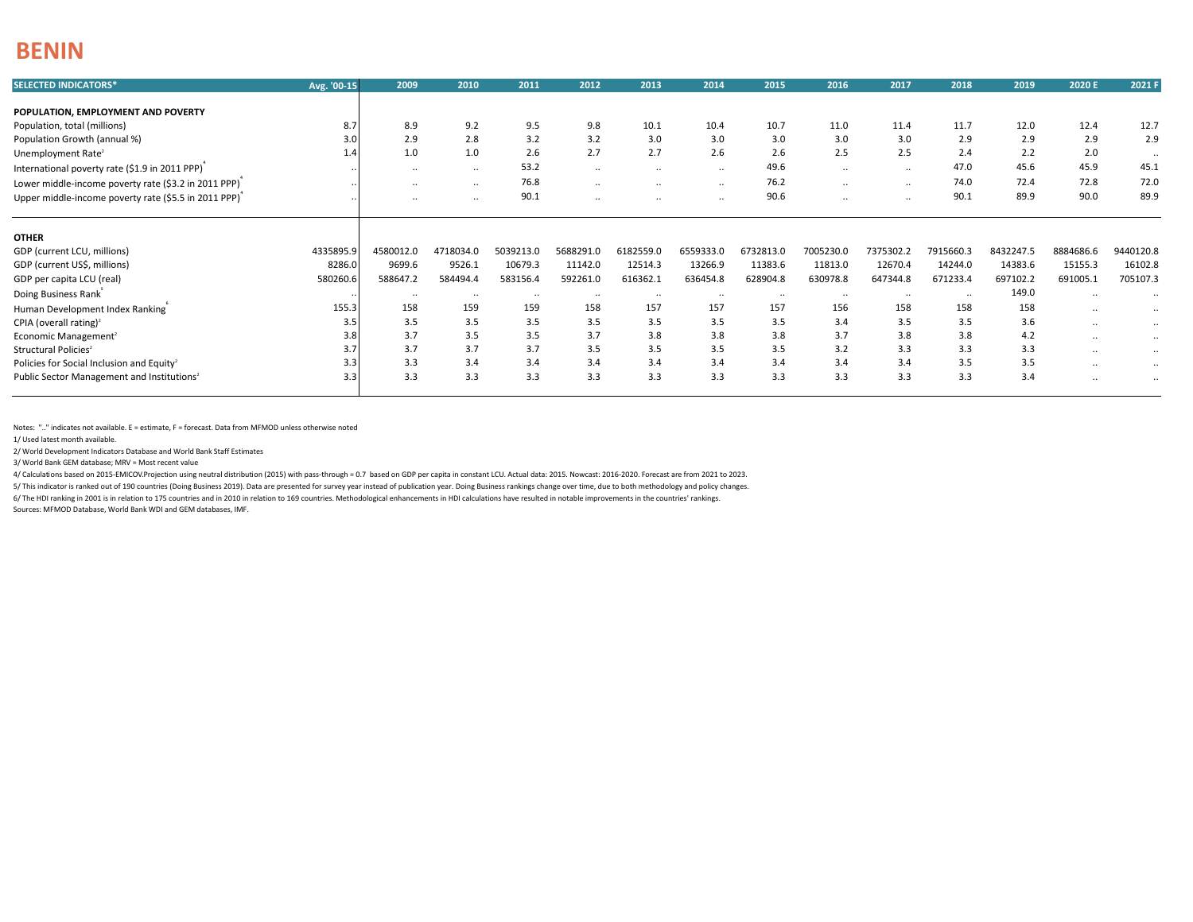# BENIN

| SELECTED INDICATORS* | Avg. '00-15 | 2009 | 2010 | 2011 | 2012 | 2013 | 2014 | 2015 | 2016 | 2017 | 2018 | 2019 | 2020 E | 2021 F |
|---|---|---|---|---|---|---|---|---|---|---|---|---|---|---|
| **POPULATION, EMPLOYMENT AND POVERTY** | | | | | | | | | | | | | | |
| Population, total (millions) | 8.7 | 8.9 | 9.2 | 9.5 | 9.8 | 10.1 | 10.4 | 10.7 | 11.0 | 11.4 | 11.7 | 12.0 | 12.4 | 12.7 |
| Population Growth (annual %) | 3.0 | 2.9 | 2.8 | 3.2 | 3.2 | 3.0 | 3.0 | 3.0 | 3.0 | 3.0 | 2.9 | 2.9 | 2.9 | 2.9 |
| Unemployment Rate[2] | 1.4 | 1.0 | 1.0 | 2.6 | 2.7 | 2.7 | 2.6 | 2.6 | 2.5 | 2.5 | 2.4 | 2.2 | 2.0 | .. |
| International poverty rate ($1.9 in 2011 PPP)[4] | .. | .. | .. | 53.2 | .. | .. | .. | 49.6 | .. | .. | 47.0 | 45.6 | 45.9 | 45.1 |
| Lower middle-income poverty rate ($3.2 in 2011 PPP)[4] | .. | .. | .. | 76.8 | .. | .. | .. | 76.2 | .. | .. | 74.0 | 72.4 | 72.8 | 72.0 |
| Upper middle-income poverty rate ($5.5 in 2011 PPP)[4] | .. | .. | .. | 90.1 | .. | .. | .. | 90.6 | .. | .. | 90.1 | 89.9 | 90.0 | 89.9 |
| **OTHER** | | | | | | | | | | | | | | |
| GDP (current LCU, millions) | 4335895.9 | 4580012.0 | 4718034.0 | 5039213.0 | 5688291.0 | 6182559.0 | 6559333.0 | 6732813.0 | 7005230.0 | 7375302.2 | 7915660.3 | 8432247.5 | 8884686.6 | 9440120.8 |
| GDP (current US$, millions) | 8286.0 | 9699.6 | 9526.1 | 10679.3 | 11142.0 | 12514.3 | 13266.9 | 11383.6 | 11813.0 | 12670.4 | 14244.0 | 14383.6 | 15155.3 | 16102.8 |
| GDP per capita LCU (real) | 580260.6 | 588647.2 | 584494.4 | 583156.4 | 592261.0 | 616362.1 | 636454.8 | 628904.8 | 630978.8 | 647344.8 | 671233.4 | 697102.2 | 691005.1 | 705107.3 |
| Doing Business Rank[5] | .. | .. | .. | .. | .. | .. | .. | .. | .. | .. | .. | 149.0 | .. | .. |
| Human Development Index Ranking[6] | 155.3 | 158 | 159 | 159 | 158 | 157 | 157 | 157 | 156 | 158 | 158 | 158 | .. | .. |
| CPIA (overall rating)[2] | 3.5 | 3.5 | 3.5 | 3.5 | 3.5 | 3.5 | 3.5 | 3.5 | 3.4 | 3.5 | 3.5 | 3.6 | .. | .. |
| Economic Management[2] | 3.8 | 3.7 | 3.5 | 3.5 | 3.7 | 3.8 | 3.8 | 3.8 | 3.7 | 3.8 | 3.8 | 4.2 | .. | .. |
| Structural Policies[2] | 3.7 | 3.7 | 3.7 | 3.7 | 3.5 | 3.5 | 3.5 | 3.5 | 3.2 | 3.3 | 3.3 | 3.3 | .. | .. |
| Policies for Social Inclusion and Equity[2] | 3.3 | 3.3 | 3.4 | 3.4 | 3.4 | 3.4 | 3.4 | 3.4 | 3.4 | 3.4 | 3.5 | 3.5 | .. | .. |
| Public Sector Management and Institutions[2] | 3.3 | 3.3 | 3.3 | 3.3 | 3.3 | 3.3 | 3.3 | 3.3 | 3.3 | 3.3 | 3.3 | 3.4 | .. | .. |

Notes: ".." indicates not available. E = estimate, F = forecast. Data from MFMOD unless otherwise noted

1/ Used latest month available.

2/ World Development Indicators Database and World Bank Staff Estimates

3/ World Bank GEM database; MRV = Most recent value

4/ Calculations based on 2015-EMICOV.Projection using neutral distribution (2015) with pass-through = 0.7 based on GDP per capita in constant LCU. Actual data: 2015. Nowcast: 2016-2020. Forecast are from 2021 to 2023.

5/ This indicator is ranked out of 190 countries (Doing Business 2019). Data are presented for survey year instead of publication year. Doing Business rankings change over time, due to both methodology and policy changes.

6/ The HDI ranking in 2001 is in relation to 175 countries and in 2010 in relation to 169 countries. Methodological enhancements in HDI calculations have resulted in notable improvements in the countries' rankings.

Sources: MFMOD Database, World Bank WDI and GEM databases, IMF.